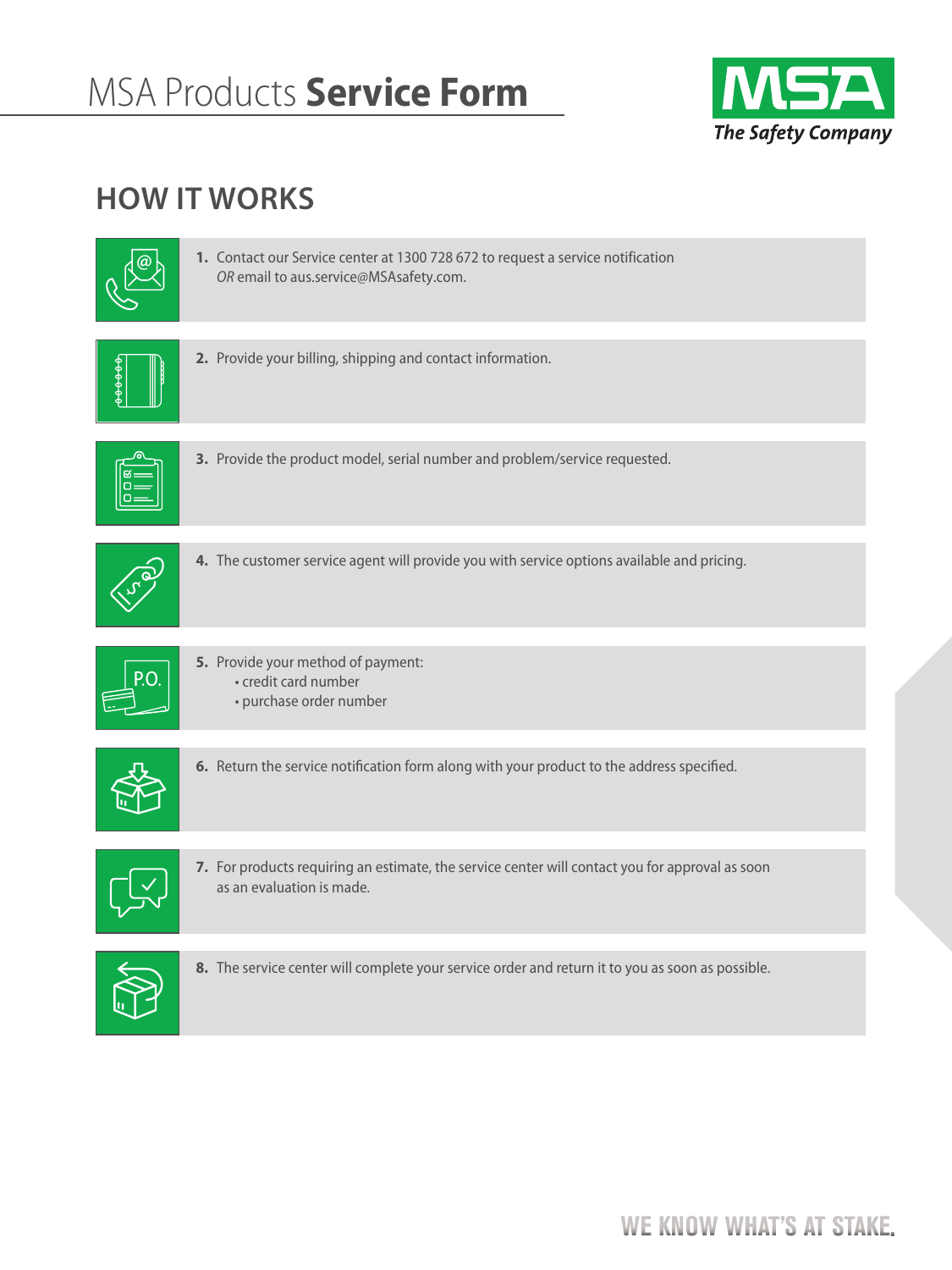# MSA Products **Service Form**

MSA
*The Safety Company*

## HOW IT WORKS

1. Contact our Service center at 1300 728 672 to request a service notification *OR* email to aus.service@MSAsafety.com.

2. Provide your billing, shipping and contact information.

3. Provide the product model, serial number and problem/service requested.

4. The customer service agent will provide you with service options available and pricing.

5. Provide your method of payment:
   - credit card number
   - purchase order number

6. Return the service notification form along with your product to the address specified.

7. For products requiring an estimate, the service center will contact you for approval as soon as an evaluation is made.

8. The service center will complete your service order and return it to you as soon as possible.

WE KNOW WHAT'S AT STAKE.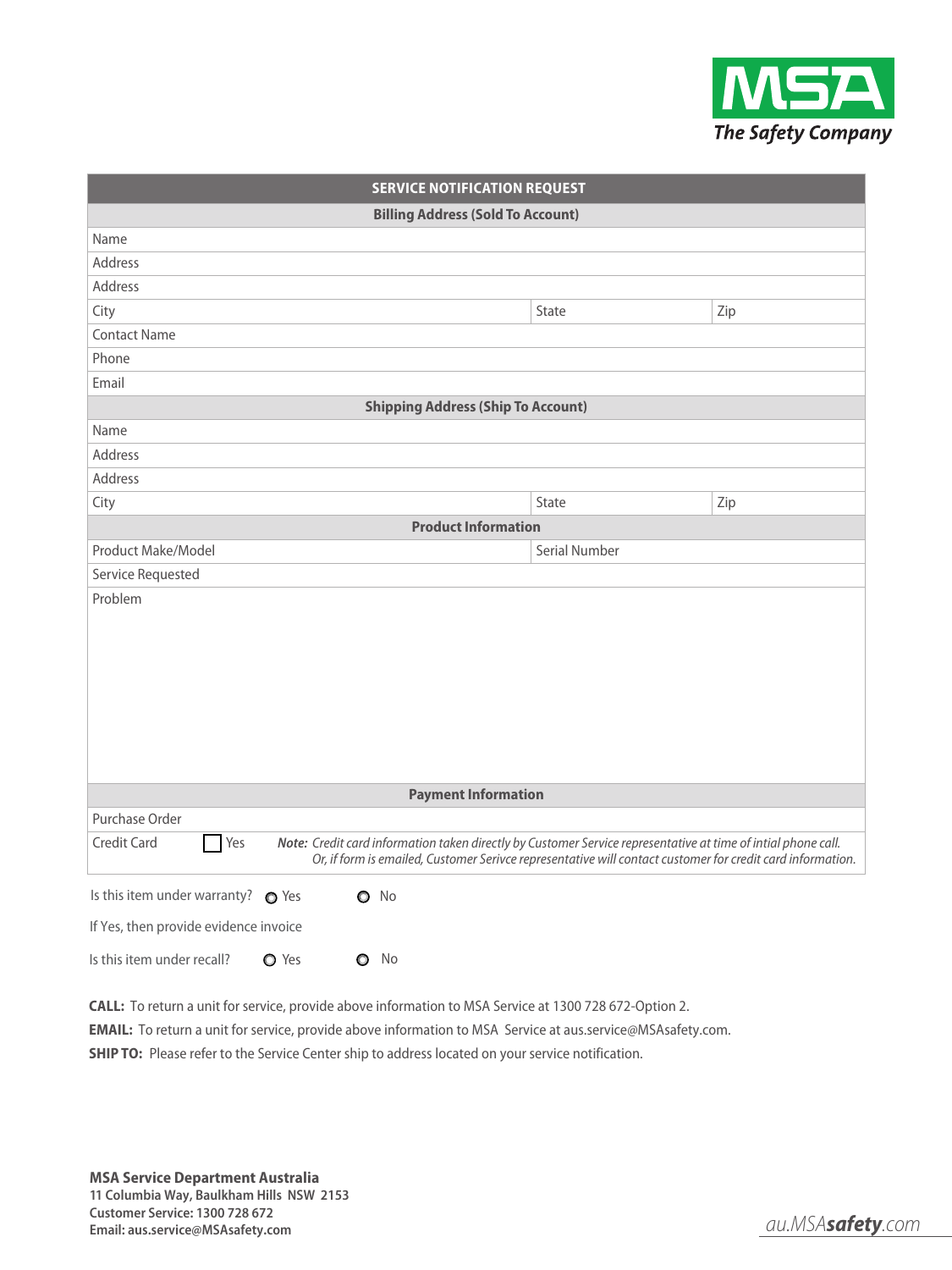MSA
*The Safety Company*

| SERVICE NOTIFICATION REQUEST | | |
|---|---|---|
| **Billing Address (Sold To Account)** | | |
| Name | | |
| Address | | |
| Address | | |
| City | State | Zip |
| Contact Name | | |
| Phone | | |
| Email | | |
| **Shipping Address (Ship To Account)** | | |
| Name | | |
| Address | | |
| Address | | |
| City | State | Zip |
| **Product Information** | | |
| Product Make/Model | Serial Number | |
| Service Requested | | |
| Problem | | |
| **Payment Information** | | |
| Purchase Order | | |
| Credit Card ☐ Yes | *Note: Credit card information taken directly by Customer Service representative at time of intial phone call. Or, if form is emailed, Customer Serivce representative will contact customer for credit card information.* | |

Is this item under warranty? ○ Yes ○ No

If Yes, then provide evidence invoice

Is this item under recall? ○ Yes ○ No

**CALL:** To return a unit for service, provide above information to MSA Service at 1300 728 672-Option 2.

**EMAIL:** To return a unit for service, provide above information to MSA Service at aus.service@MSAsafety.com.

**SHIP TO:** Please refer to the Service Center ship to address located on your service notification.

**MSA Service Department Australia**
**11 Columbia Way, Baulkham Hills NSW 2153**
**Customer Service: 1300 728 672**
**Email: aus.service@MSAsafety.com**

au.MSA**safety**.com